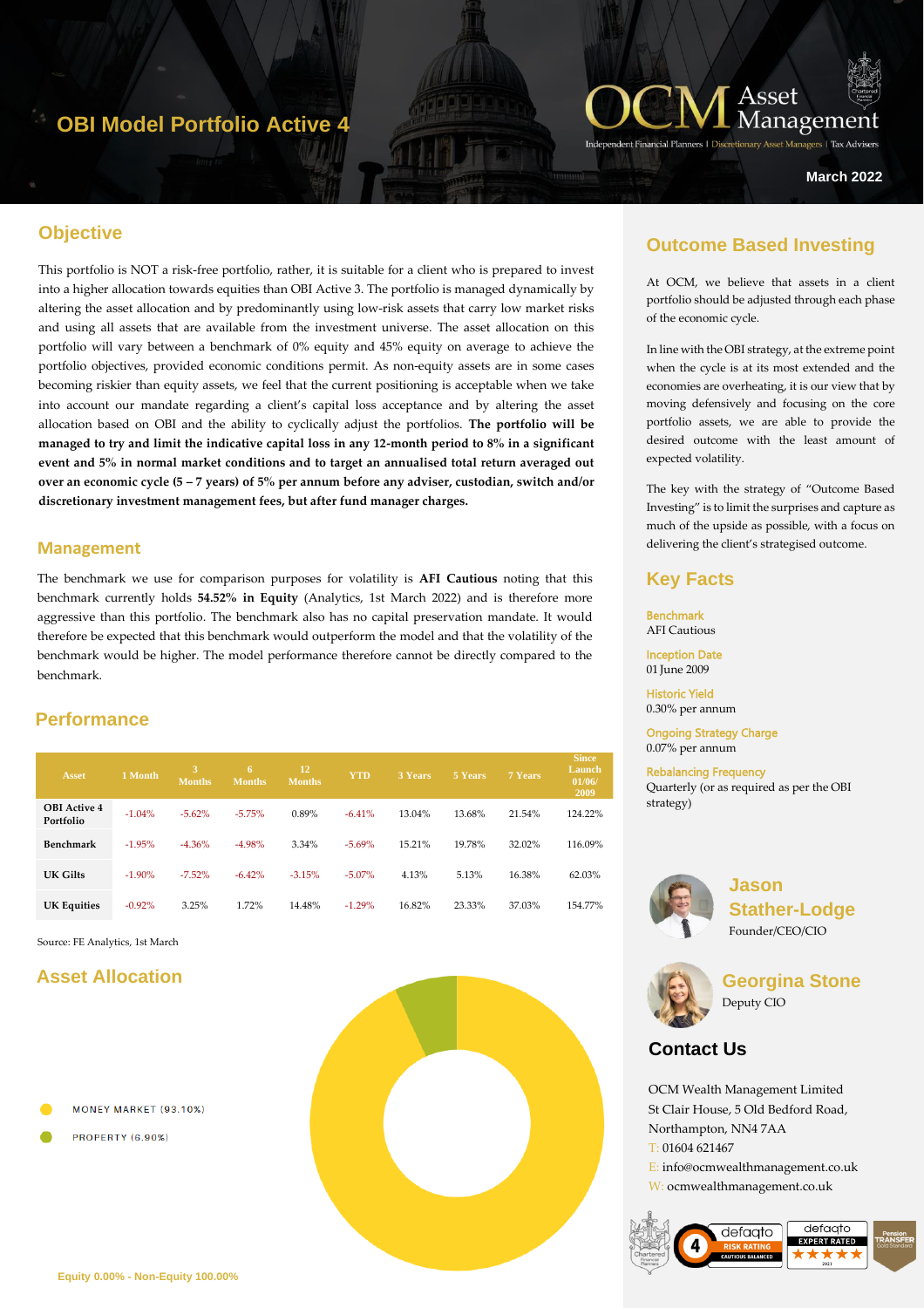# OBI Model Portfolio Active 4

OCM Asset Management
Independent Financial Planners | Discretionary Asset Managers | Tax Advisers

March 2022

## Objective

This portfolio is NOT a risk-free portfolio, rather, it is suitable for a client who is prepared to invest into a higher allocation towards equities than OBI Active 3. The portfolio is managed dynamically by altering the asset allocation and by predominantly using low-risk assets that carry low market risks and using all assets that are available from the investment universe. The asset allocation on this portfolio will vary between a benchmark of 0% equity and 45% equity on average to achieve the portfolio objectives, provided economic conditions permit. As non-equity assets are in some cases becoming riskier than equity assets, we feel that the current positioning is acceptable when we take into account our mandate regarding a client's capital loss acceptance and by altering the asset allocation based on OBI and the ability to cyclically adjust the portfolios. **The portfolio will be managed to try and limit the indicative capital loss in any 12-month period to 8% in a significant event and 5% in normal market conditions and to target an annualised total return averaged out over an economic cycle (5 – 7 years) of 5% per annum before any adviser, custodian, switch and/or discretionary investment management fees, but after fund manager charges.**

## Management

The benchmark we use for comparison purposes for volatility is **AFI Cautious** noting that this benchmark currently holds **54.52% in Equity** (Analytics, 1st March 2022) and is therefore more aggressive than this portfolio. The benchmark also has no capital preservation mandate. It would therefore be expected that this benchmark would outperform the model and that the volatility of the benchmark would be higher. The model performance therefore cannot be directly compared to the benchmark.

## Performance

| Asset | 1 Month | 3 Months | 6 Months | 12 Months | YTD | 3 Years | 5 Years | 7 Years | Since Launch 01/06/2009 |
|---|---|---|---|---|---|---|---|---|---|
| OBI Active 4 Portfolio | -1.04% | -5.62% | -5.75% | 0.89% | -6.41% | 13.04% | 13.68% | 21.54% | 124.22% |
| Benchmark | -1.95% | -4.36% | -4.98% | 3.34% | -5.69% | 15.21% | 19.78% | 32.02% | 116.09% |
| UK Gilts | -1.90% | -7.52% | -6.42% | -3.15% | -5.07% | 4.13% | 5.13% | 16.38% | 62.03% |
| UK Equities | -0.92% | 3.25% | 1.72% | 14.48% | -1.29% | 16.82% | 23.33% | 37.03% | 154.77% |

Source: FE Analytics, 1st March

## Asset Allocation

- MONEY MARKET (93.10%)
- PROPERTY (6.90%)

Equity 0.00% - Non-Equity 100.00%

## Outcome Based Investing

At OCM, we believe that assets in a client portfolio should be adjusted through each phase of the economic cycle.

In line with the OBI strategy, at the extreme point when the cycle is at its most extended and the economies are overheating, it is our view that by moving defensively and focusing on the core portfolio assets, we are able to provide the desired outcome with the least amount of expected volatility.

The key with the strategy of "Outcome Based Investing" is to limit the surprises and capture as much of the upside as possible, with a focus on delivering the client's strategised outcome.

## Key Facts

**Benchmark**
AFI Cautious

**Inception Date**
01 June 2009

**Historic Yield**
0.30% per annum

**Ongoing Strategy Charge**
0.07% per annum

**Rebalancing Frequency**
Quarterly (or as required as per the OBI strategy)

**Jason Stather-Lodge**
Founder/CEO/CIO

**Georgina Stone**
Deputy CIO

## Contact Us

OCM Wealth Management Limited
St Clair House, 5 Old Bedford Road,
Northampton, NN4 7AA
T: 01604 621467
E: info@ocmwealthmanagement.co.uk
W: ocmwealthmanagement.co.uk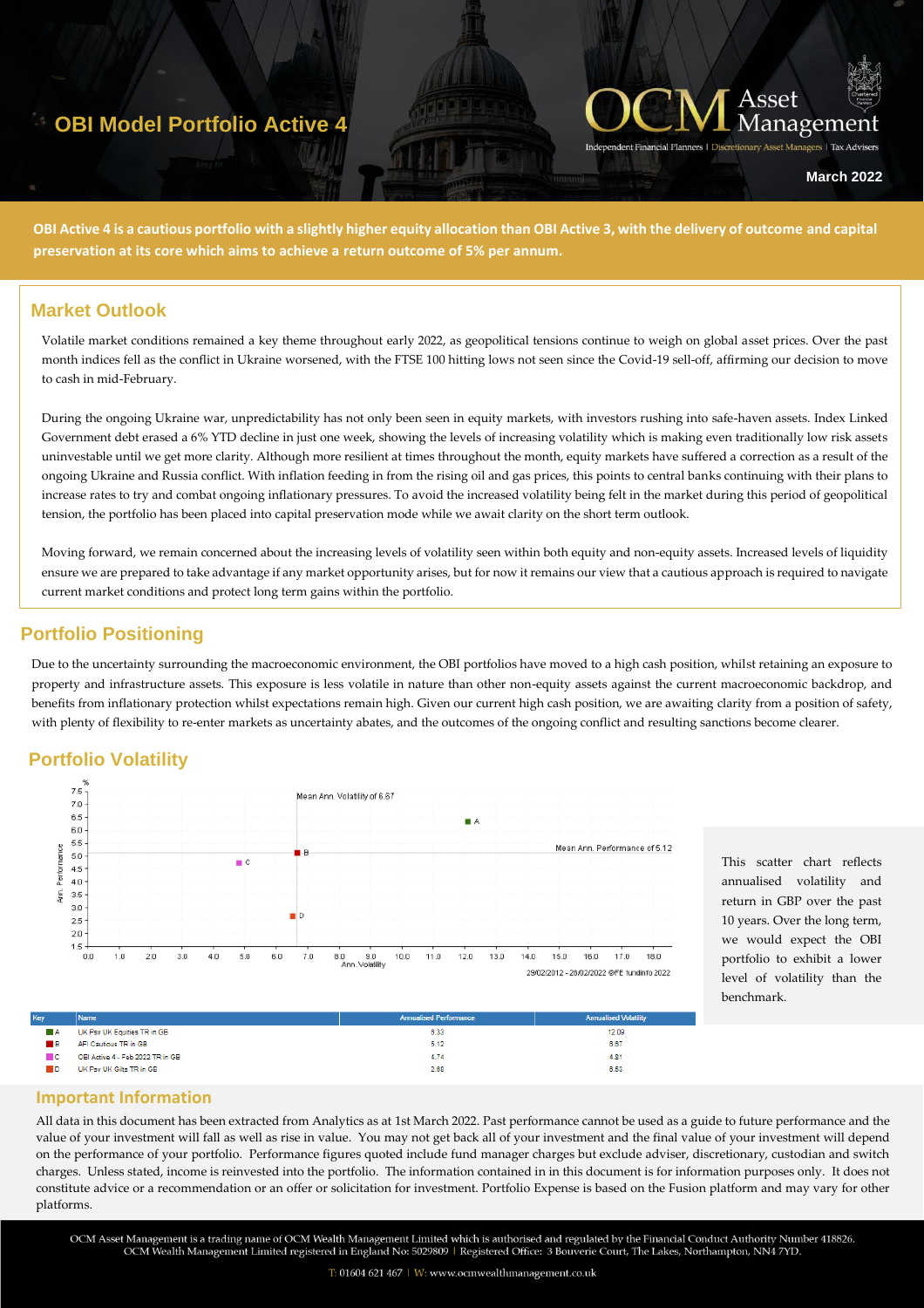# OBI Model Portfolio Active 4

OCM Asset Management

Independent Financial Planners | Discretionary Asset Managers | Tax Advisers

March 2022

**OBI Active 4 is a cautious portfolio with a slightly higher equity allocation than OBI Active 3, with the delivery of outcome and capital preservation at its core which aims to achieve a return outcome of 5% per annum.**

## Market Outlook

Volatile market conditions remained a key theme throughout early 2022, as geopolitical tensions continue to weigh on global asset prices. Over the past month indices fell as the conflict in Ukraine worsened, with the FTSE 100 hitting lows not seen since the Covid-19 sell-off, affirming our decision to move to cash in mid-February.

During the ongoing Ukraine war, unpredictability has not only been seen in equity markets, with investors rushing into safe-haven assets. Index Linked Government debt erased a 6% YTD decline in just one week, showing the levels of increasing volatility which is making even traditionally low risk assets uninvestable until we get more clarity. Although more resilient at times throughout the month, equity markets have suffered a correction as a result of the ongoing Ukraine and Russia conflict. With inflation feeding in from the rising oil and gas prices, this points to central banks continuing with their plans to increase rates to try and combat ongoing inflationary pressures. To avoid the increased volatility being felt in the market during this period of geopolitical tension, the portfolio has been placed into capital preservation mode while we await clarity on the short term outlook.

Moving forward, we remain concerned about the increasing levels of volatility seen within both equity and non-equity assets. Increased levels of liquidity ensure we are prepared to take advantage if any market opportunity arises, but for now it remains our view that a cautious approach is required to navigate current market conditions and protect long term gains within the portfolio.

## Portfolio Positioning

Due to the uncertainty surrounding the macroeconomic environment, the OBI portfolios have moved to a high cash position, whilst retaining an exposure to property and infrastructure assets. This exposure is less volatile in nature than other non-equity assets against the current macroeconomic backdrop, and benefits from inflationary protection whilst expectations remain high. Given our current high cash position, we are awaiting clarity from a position of safety, with plenty of flexibility to re-enter markets as uncertainty abates, and the outcomes of the ongoing conflict and resulting sanctions become clearer.

## Portfolio Volatility

Mean Ann. Volatility of 6.67

Mean Ann. Performance of 5.12

Ann. Performance (%)

Ann. Volatility

29/02/2012 - 28/02/2022 ©FE fundinfo 2022

| Key | Name | Annualised Performance | Annualised Volatility |
|---|---|---|---|
| A | UK Fsv UK Equities TR in GB | 6.33 | 12.09 |
| B | AFI Cautious TR in GB | 5.12 | 6.67 |
| C | OBI Active 4 - Feb 2022 TR in GB | 4.74 | 4.81 |
| D | UK Fsv UK Gilts TR in GB | 2.69 | 6.53 |

This scatter chart reflects annualised volatility and return in GBP over the past 10 years. Over the long term, we would expect the OBI portfolio to exhibit a lower level of volatility than the benchmark.

## Important Information

All data in this document has been extracted from Analytics as at 1st March 2022. Past performance cannot be used as a guide to future performance and the value of your investment will fall as well as rise in value. You may not get back all of your investment and the final value of your investment will depend on the performance of your portfolio. Performance figures quoted include fund manager charges but exclude adviser, discretionary, custodian and switch charges. Unless stated, income is reinvested into the portfolio. The information contained in in this document is for information purposes only. It does not constitute advice or a recommendation or an offer or solicitation for investment. Portfolio Expense is based on the Fusion platform and may vary for other platforms.

OCM Asset Management is a trading name of OCM Wealth Management Limited which is authorised and regulated by the Financial Conduct Authority Number 418826. OCM Wealth Management Limited registered in England No: 5029809 | Registered Office: 3 Bouverie Court, The Lakes, Northampton, NN4 7YD.

T: 01604 621 467 | W: www.ocmwealthmanagement.co.uk